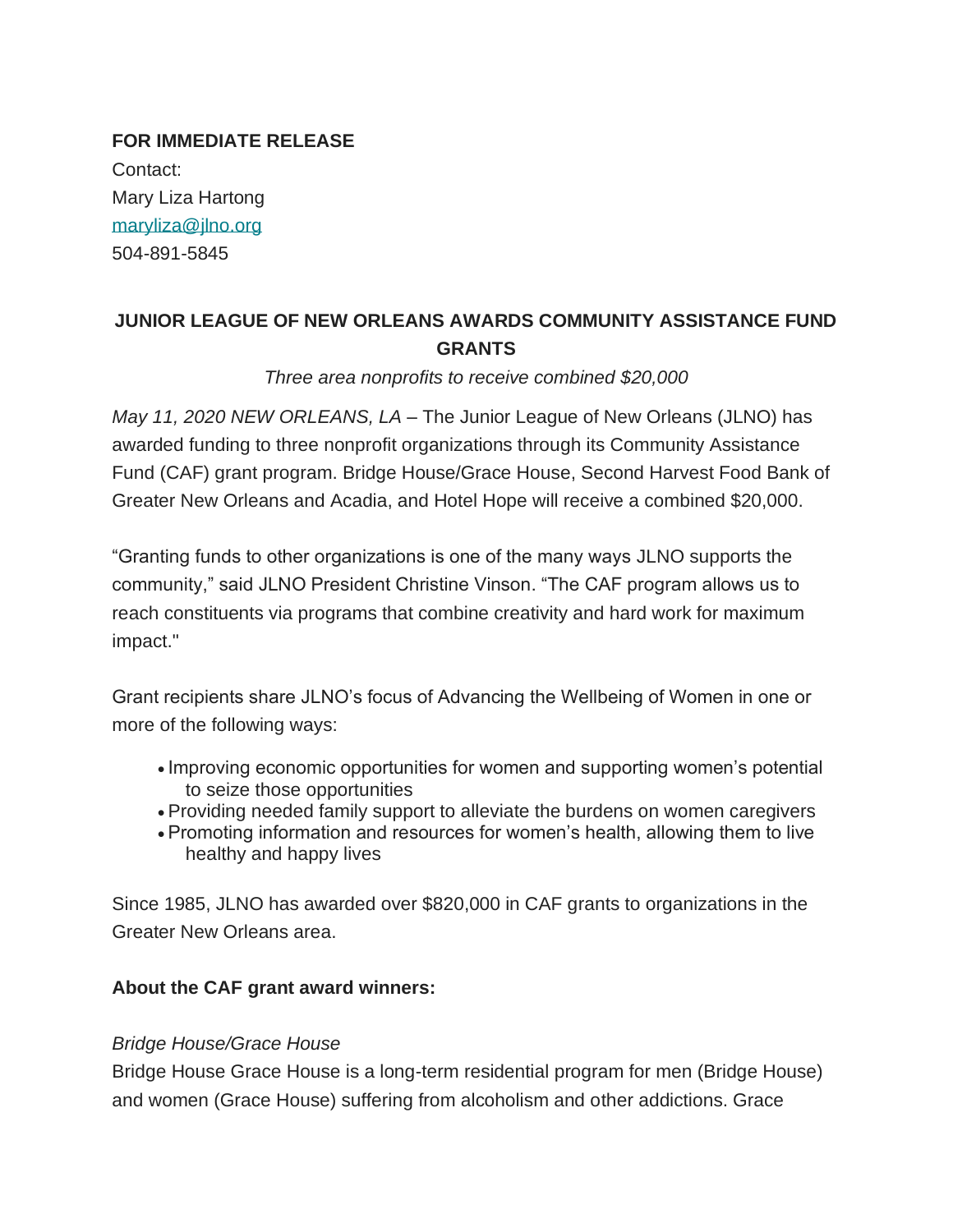**FOR IMMEDIATE RELEASE**

Contact:
Mary Liza Hartong
[maryliza@jlno.org](mailto:maryliza@jlno.org)
504-891-5845

# JUNIOR LEAGUE OF NEW ORLEANS AWARDS COMMUNITY ASSISTANCE FUND GRANTS

*Three area nonprofits to receive combined $20,000*

*May 11, 2020 NEW ORLEANS, LA* – The Junior League of New Orleans (JLNO) has awarded funding to three nonprofit organizations through its Community Assistance Fund (CAF) grant program. Bridge House/Grace House, Second Harvest Food Bank of Greater New Orleans and Acadia, and Hotel Hope will receive a combined $20,000.

"Granting funds to other organizations is one of the many ways JLNO supports the community," said JLNO President Christine Vinson. "The CAF program allows us to reach constituents via programs that combine creativity and hard work for maximum impact."

Grant recipients share JLNO's focus of Advancing the Wellbeing of Women in one or more of the following ways:

- Improving economic opportunities for women and supporting women's potential to seize those opportunities
- Providing needed family support to alleviate the burdens on women caregivers
- Promoting information and resources for women's health, allowing them to live healthy and happy lives

Since 1985, JLNO has awarded over $820,000 in CAF grants to organizations in the Greater New Orleans area.

**About the CAF grant award winners:**

*Bridge House/Grace House*

Bridge House Grace House is a long-term residential program for men (Bridge House) and women (Grace House) suffering from alcoholism and other addictions. Grace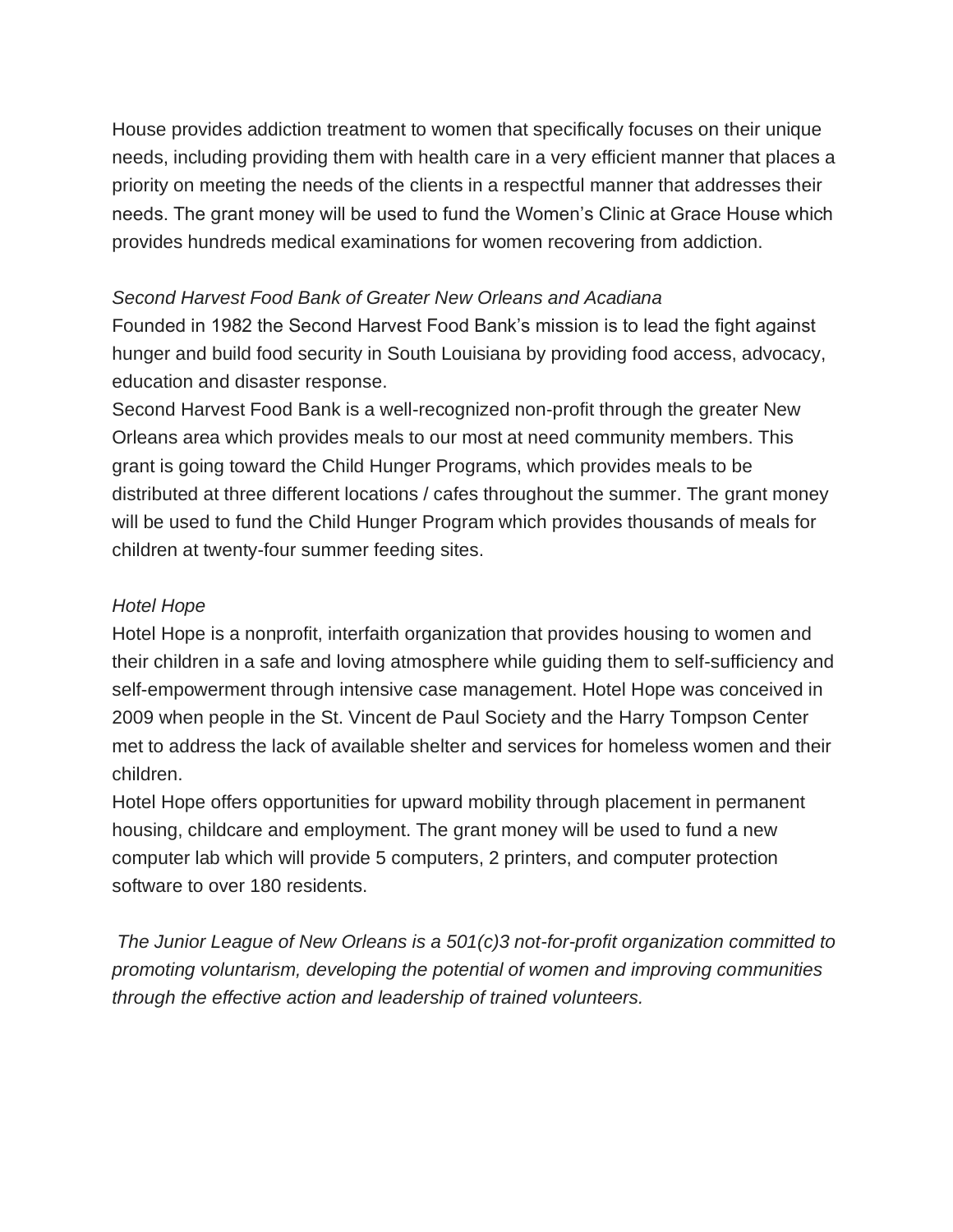House provides addiction treatment to women that specifically focuses on their unique needs, including providing them with health care in a very efficient manner that places a priority on meeting the needs of the clients in a respectful manner that addresses their needs. The grant money will be used to fund the Women's Clinic at Grace House which provides hundreds medical examinations for women recovering from addiction.

*Second Harvest Food Bank of Greater New Orleans and Acadiana*
Founded in 1982 the Second Harvest Food Bank's mission is to lead the fight against hunger and build food security in South Louisiana by providing food access, advocacy, education and disaster response.
Second Harvest Food Bank is a well-recognized non-profit through the greater New Orleans area which provides meals to our most at need community members. This grant is going toward the Child Hunger Programs, which provides meals to be distributed at three different locations / cafes throughout the summer. The grant money will be used to fund the Child Hunger Program which provides thousands of meals for children at twenty-four summer feeding sites.

*Hotel Hope*
Hotel Hope is a nonprofit, interfaith organization that provides housing to women and their children in a safe and loving atmosphere while guiding them to self-sufficiency and self-empowerment through intensive case management. Hotel Hope was conceived in 2009 when people in the St. Vincent de Paul Society and the Harry Tompson Center met to address the lack of available shelter and services for homeless women and their children.
Hotel Hope offers opportunities for upward mobility through placement in permanent housing, childcare and employment. The grant money will be used to fund a new computer lab which will provide 5 computers, 2 printers, and computer protection software to over 180 residents.

*The Junior League of New Orleans is a 501(c)3 not-for-profit organization committed to promoting voluntarism, developing the potential of women and improving communities through the effective action and leadership of trained volunteers.*